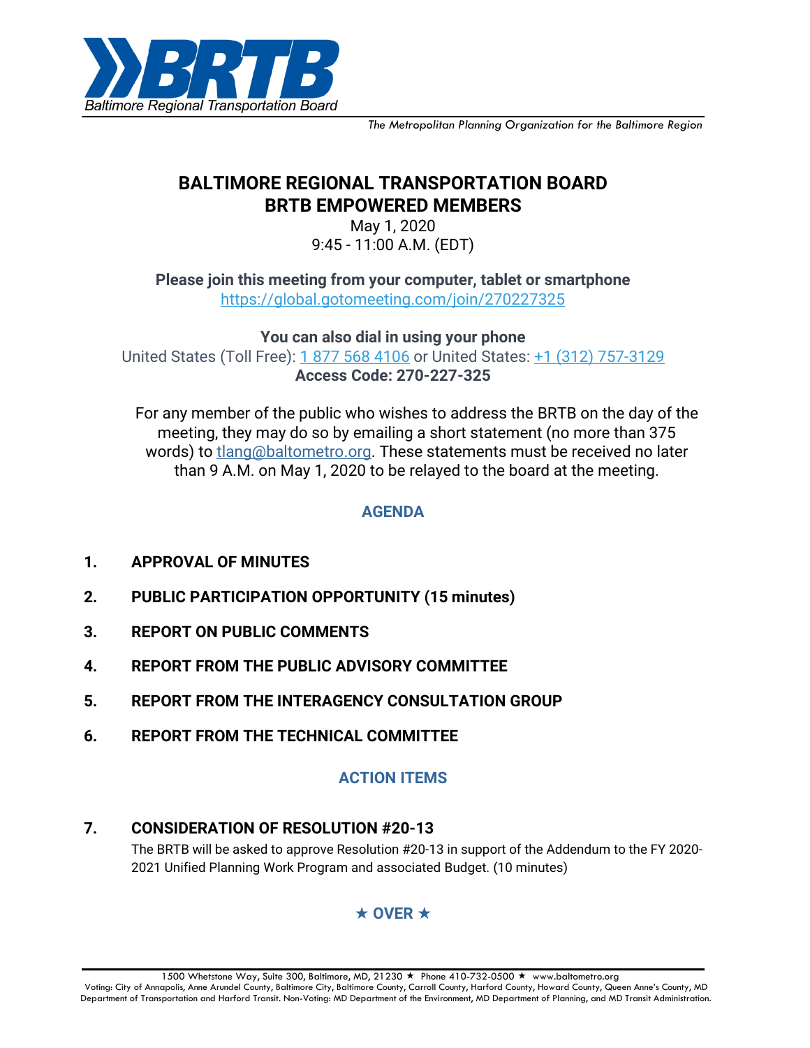BRTB
Baltimore Regional Transportation Board

*The Metropolitan Planning Organization for the Baltimore Region*

# BALTIMORE REGIONAL TRANSPORTATION BOARD
# BRTB EMPOWERED MEMBERS

May 1, 2020
9:45 - 11:00 A.M. (EDT)

**Please join this meeting from your computer, tablet or smartphone**
https://global.gotomeeting.com/join/270227325

**You can also dial in using your phone**
United States (Toll Free): 1 877 568 4106 or United States: +1 (312) 757-3129
**Access Code: 270-227-325**

For any member of the public who wishes to address the BRTB on the day of the meeting, they may do so by emailing a short statement (no more than 375 words) to tlang@baltometro.org. These statements must be received no later than 9 A.M. on May 1, 2020 to be relayed to the board at the meeting.

## AGENDA

1. **APPROVAL OF MINUTES**
2. **PUBLIC PARTICIPATION OPPORTUNITY (15 minutes)**
3. **REPORT ON PUBLIC COMMENTS**
4. **REPORT FROM THE PUBLIC ADVISORY COMMITTEE**
5. **REPORT FROM THE INTERAGENCY CONSULTATION GROUP**
6. **REPORT FROM THE TECHNICAL COMMITTEE**

## ACTION ITEMS

7. **CONSIDERATION OF RESOLUTION #20-13**
   The BRTB will be asked to approve Resolution #20-13 in support of the Addendum to the FY 2020-2021 Unified Planning Work Program and associated Budget. (10 minutes)

**★ OVER ★**

1500 Whetstone Way, Suite 300, Baltimore, MD, 21230 ★ Phone 410-732-0500 ★ www.baltometro.org
Voting: City of Annapolis, Anne Arundel County, Baltimore City, Baltimore County, Carroll County, Harford County, Howard County, Queen Anne's County, MD Department of Transportation and Harford Transit. Non-Voting: MD Department of the Environment, MD Department of Planning, and MD Transit Administration.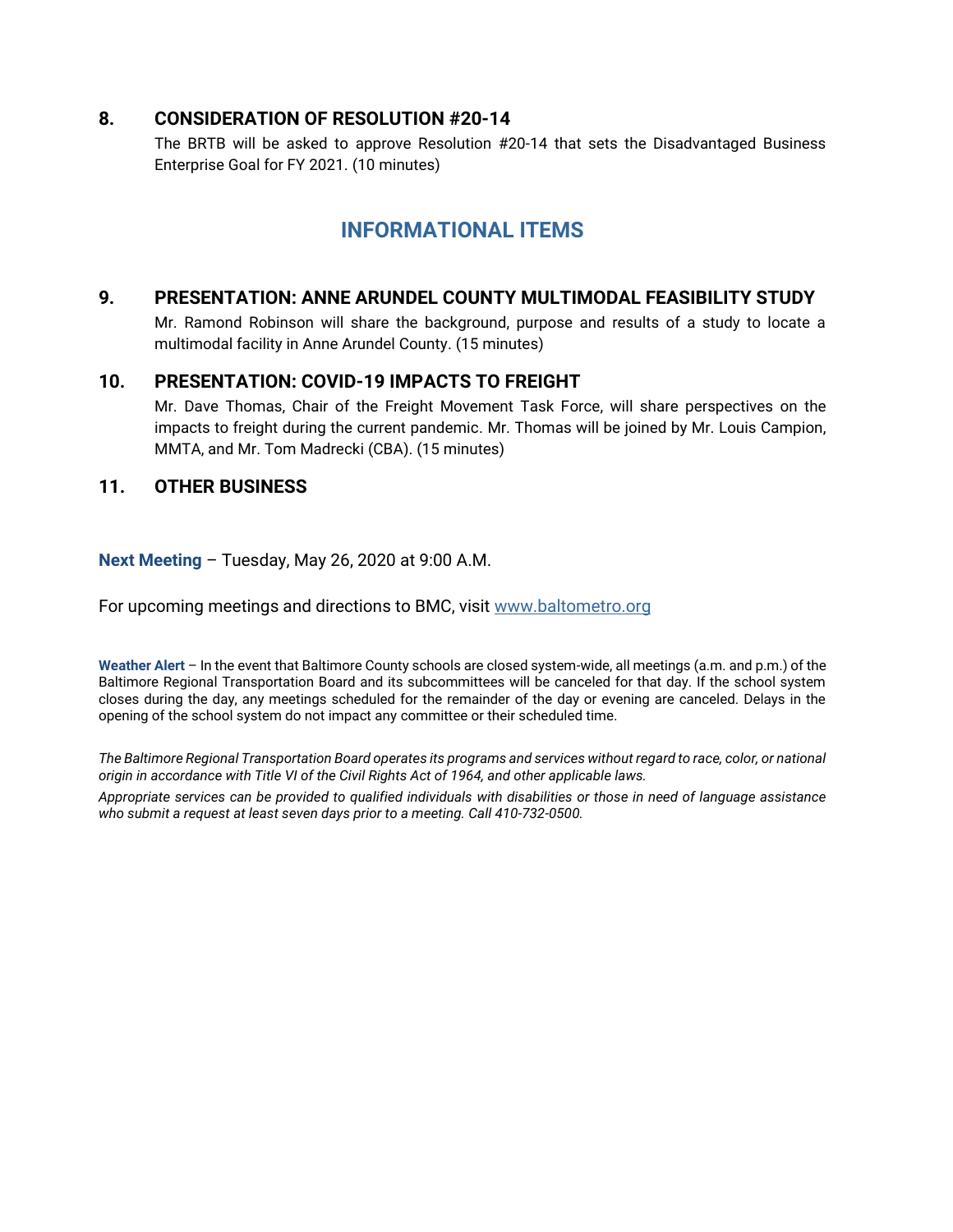## 8. CONSIDERATION OF RESOLUTION #20-14

The BRTB will be asked to approve Resolution #20-14 that sets the Disadvantaged Business Enterprise Goal for FY 2021. (10 minutes)

# INFORMATIONAL ITEMS

## 9. PRESENTATION: ANNE ARUNDEL COUNTY MULTIMODAL FEASIBILITY STUDY

Mr. Ramond Robinson will share the background, purpose and results of a study to locate a multimodal facility in Anne Arundel County. (15 minutes)

## 10. PRESENTATION: COVID-19 IMPACTS TO FREIGHT

Mr. Dave Thomas, Chair of the Freight Movement Task Force, will share perspectives on the impacts to freight during the current pandemic. Mr. Thomas will be joined by Mr. Louis Campion, MMTA, and Mr. Tom Madrecki (CBA). (15 minutes)

## 11. OTHER BUSINESS

**Next Meeting** – Tuesday, May 26, 2020 at 9:00 A.M.

For upcoming meetings and directions to BMC, visit [www.baltometro.org](www.baltometro.org)

**Weather Alert** – In the event that Baltimore County schools are closed system-wide, all meetings (a.m. and p.m.) of the Baltimore Regional Transportation Board and its subcommittees will be canceled for that day. If the school system closes during the day, any meetings scheduled for the remainder of the day or evening are canceled. Delays in the opening of the school system do not impact any committee or their scheduled time.

*The Baltimore Regional Transportation Board operates its programs and services without regard to race, color, or national origin in accordance with Title VI of the Civil Rights Act of 1964, and other applicable laws.*

*Appropriate services can be provided to qualified individuals with disabilities or those in need of language assistance who submit a request at least seven days prior to a meeting. Call 410-732-0500.*